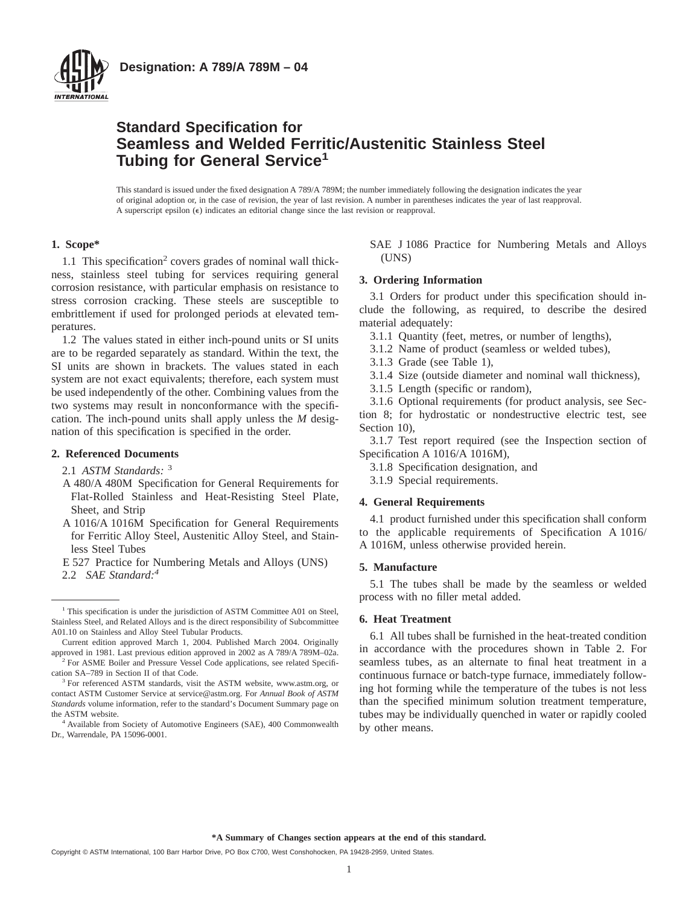**Designation: A 789/A 789M – 04**

# Standard Specification for Seamless and Welded Ferritic/Austenitic Stainless Steel Tubing for General Service[1]

This standard is issued under the fixed designation A 789/A 789M; the number immediately following the designation indicates the year of original adoption or, in the case of revision, the year of last revision. A number in parentheses indicates the year of last reapproval. A superscript epsilon (ε) indicates an editorial change since the last revision or reapproval.

## 1. Scope*

1.1 This specification[2] covers grades of nominal wall thickness, stainless steel tubing for services requiring general corrosion resistance, with particular emphasis on resistance to stress corrosion cracking. These steels are susceptible to embrittlement if used for prolonged periods at elevated temperatures.

1.2 The values stated in either inch-pound units or SI units are to be regarded separately as standard. Within the text, the SI units are shown in brackets. The values stated in each system are not exact equivalents; therefore, each system must be used independently of the other. Combining values from the two systems may result in nonconformance with the specification. The inch-pound units shall apply unless the *M* designation of this specification is specified in the order.

## 2. Referenced Documents

2.1 *ASTM Standards:* [3]

A 480/A 480M Specification for General Requirements for Flat-Rolled Stainless and Heat-Resisting Steel Plate, Sheet, and Strip

A 1016/A 1016M Specification for General Requirements for Ferritic Alloy Steel, Austenitic Alloy Steel, and Stainless Steel Tubes

E 527 Practice for Numbering Metals and Alloys (UNS)

2.2 *SAE Standard:*[4]

SAE J 1086 Practice for Numbering Metals and Alloys (UNS)

## 3. Ordering Information

3.1 Orders for product under this specification should include the following, as required, to describe the desired material adequately:

3.1.1 Quantity (feet, metres, or number of lengths),

3.1.2 Name of product (seamless or welded tubes),

3.1.3 Grade (see Table 1),

3.1.4 Size (outside diameter and nominal wall thickness),

3.1.5 Length (specific or random),

3.1.6 Optional requirements (for product analysis, see Section 8; for hydrostatic or nondestructive electric test, see Section 10),

3.1.7 Test report required (see the Inspection section of Specification A 1016/A 1016M),

3.1.8 Specification designation, and

3.1.9 Special requirements.

## 4. General Requirements

4.1 product furnished under this specification shall conform to the applicable requirements of Specification A 1016/A 1016M, unless otherwise provided herein.

## 5. Manufacture

5.1 The tubes shall be made by the seamless or welded process with no filler metal added.

## 6. Heat Treatment

6.1 All tubes shall be furnished in the heat-treated condition in accordance with the procedures shown in Table 2. For seamless tubes, as an alternate to final heat treatment in a continuous furnace or batch-type furnace, immediately following hot forming while the temperature of the tubes is not less than the specified minimum solution treatment temperature, tubes may be individually quenched in water or rapidly cooled by other means.

---

[1] This specification is under the jurisdiction of ASTM Committee A01 on Steel, Stainless Steel, and Related Alloys and is the direct responsibility of Subcommittee A01.10 on Stainless and Alloy Steel Tubular Products.

Current edition approved March 1, 2004. Published March 2004. Originally approved in 1981. Last previous edition approved in 2002 as A 789/A 789M–02a.

[2] For ASME Boiler and Pressure Vessel Code applications, see related Specification SA–789 in Section II of that Code.

[3] For referenced ASTM standards, visit the ASTM website, www.astm.org, or contact ASTM Customer Service at service@astm.org. For *Annual Book of ASTM Standards* volume information, refer to the standard's Document Summary page on the ASTM website.

[4] Available from Society of Automotive Engineers (SAE), 400 Commonwealth Dr., Warrendale, PA 15096-0001.

**\*A Summary of Changes section appears at the end of this standard.**

Copyright © ASTM International, 100 Barr Harbor Drive, PO Box C700, West Conshohocken, PA 19428-2959, United States.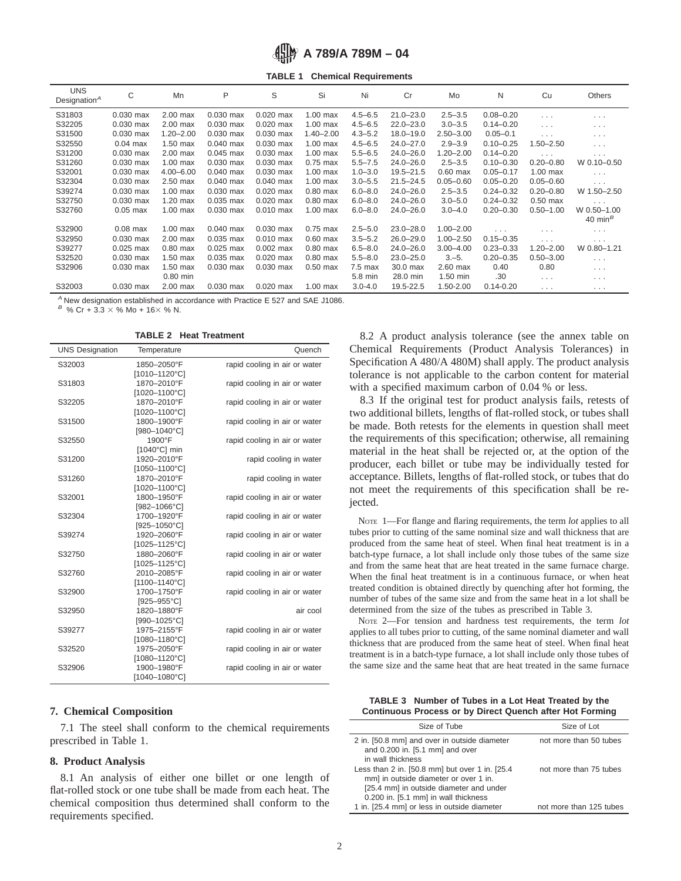**TABLE 1 Chemical Requirements**

| UNS Designation[A] | C | Mn | P | S | Si | Ni | Cr | Mo | N | Cu | Others |
|---|---|---|---|---|---|---|---|---|---|---|---|
| S31803 | 0.030 max | 2.00 max | 0.030 max | 0.020 max | 1.00 max | 4.5–6.5 | 21.0–23.0 | 2.5–3.5 | 0.08–0.20 | . . . | . . . |
| S32205 | 0.030 max | 2.00 max | 0.030 max | 0.020 max | 1.00 max | 4.5–6.5 | 22.0–23.0 | 3.0–3.5 | 0.14–0.20 | . . . | . . . |
| S31500 | 0.030 max | 1.20–2.00 | 0.030 max | 0.030 max | 1.40–2.00 | 4.3–5.2 | 18.0–19.0 | 2.50–3.00 | 0.05–0.1 | . . . | . . . |
| S32550 | 0.04 max | 1.50 max | 0.040 max | 0.030 max | 1.00 max | 4.5–6.5 | 24.0–27.0 | 2.9–3.9 | 0.10–0.25 | 1.50–2.50 | . . . |
| S31200 | 0.030 max | 2.00 max | 0.045 max | 0.030 max | 1.00 max | 5.5–6.5 | 24.0–26.0 | 1.20–2.00 | 0.14–0.20 | . . . | . . . |
| S31260 | 0.030 max | 1.00 max | 0.030 max | 0.030 max | 0.75 max | 5.5–7.5 | 24.0–26.0 | 2.5–3.5 | 0.10–0.30 | 0.20–0.80 | W 0.10–0.50 |
| S32001 | 0.030 max | 4.00–6.00 | 0.040 max | 0.030 max | 1.00 max | 1.0–3.0 | 19.5–21.5 | 0.60 max | 0.05–0.17 | 1.00 max | . . . |
| S32304 | 0.030 max | 2.50 max | 0.040 max | 0.040 max | 1.00 max | 3.0–5.5 | 21.5–24.5 | 0.05–0.60 | 0.05–0.20 | 0.05–0.60 | . . . |
| S39274 | 0.030 max | 1.00 max | 0.030 max | 0.020 max | 0.80 max | 6.0–8.0 | 24.0–26.0 | 2.5–3.5 | 0.24–0.32 | 0.20–0.80 | W 1.50–2.50 |
| S32750 | 0.030 max | 1.20 max | 0.035 max | 0.020 max | 0.80 max | 6.0–8.0 | 24.0–26.0 | 3.0–5.0 | 0.24–0.32 | 0.50 max | . . . |
| S32760 | 0.05 max | 1.00 max | 0.030 max | 0.010 max | 1.00 max | 6.0–8.0 | 24.0–26.0 | 3.0–4.0 | 0.20–0.30 | 0.50–1.00 | W 0.50–1.00 40 min[B] |
| S32900 | 0.08 max | 1.00 max | 0.040 max | 0.030 max | 0.75 max | 2.5–5.0 | 23.0–28.0 | 1.00–2.00 | . . . | . . . | . . . |
| S32950 | 0.030 max | 2.00 max | 0.035 max | 0.010 max | 0.60 max | 3.5–5.2 | 26.0–29.0 | 1.00–2.50 | 0.15–0.35 | . . . | . . . |
| S39277 | 0.025 max | 0.80 max | 0.025 max | 0.002 max | 0.80 max | 6.5–8.0 | 24.0–26.0 | 3.00–4.00 | 0.23–0.33 | 1.20–2.00 | W 0.80–1.21 |
| S32520 | 0.030 max | 1.50 max | 0.035 max | 0.020 max | 0.80 max | 5.5–8.0 | 23.0–25.0 | 3.–5. | 0.20–0.35 | 0.50–3.00 | . . . |
| S32906 | 0.030 max | 1.50 max | 0.030 max | 0.030 max | 0.50 max | 7.5 max | 30.0 max | 2.60 max | 0.40 | 0.80 | . . . |
| | | 0.80 min | | | | 5.8 min | 28.0 min | 1.50 min | .30 | . . . | . . . |
| S32003 | 0.030 max | 2.00 max | 0.030 max | 0.020 max | 1.00 max | 3.0-4.0 | 19.5-22.5 | 1.50-2.00 | 0.14-0.20 | . . . | . . . |

[A] New designation established in accordance with Practice E 527 and SAE J1086.

[B] % Cr + 3.3 × % Mo + 16× % N.

**TABLE 2 Heat Treatment**

| UNS Designation | Temperature | Quench |
|---|---|---|
| S32003 | 1850–2050°F [1010–1120°C] | rapid cooling in air or water |
| S31803 | 1870–2010°F [1020–1100°C] | rapid cooling in air or water |
| S32205 | 1870–2010°F [1020–1100°C] | rapid cooling in air or water |
| S31500 | 1800–1900°F [980–1040°C] | rapid cooling in air or water |
| S32550 | 1900°F [1040°C] min | rapid cooling in air or water |
| S31200 | 1920–2010°F [1050–1100°C] | rapid cooling in water |
| S31260 | 1870–2010°F [1020–1100°C] | rapid cooling in water |
| S32001 | 1800–1950°F [982–1066°C] | rapid cooling in air or water |
| S32304 | 1700–1920°F [925–1050°C] | rapid cooling in air or water |
| S39274 | 1920–2060°F [1025–1125°C] | rapid cooling in air or water |
| S32750 | 1880–2060°F [1025–1125°C] | rapid cooling in air or water |
| S32760 | 2010–2085°F [1100–1140°C] | rapid cooling in air or water |
| S32900 | 1700–1750°F [925–955°C] | rapid cooling in air or water |
| S32950 | 1820–1880°F [990–1025°C] | air cool |
| S39277 | 1975–2155°F [1080–1180°C] | rapid cooling in air or water |
| S32520 | 1975–2050°F [1080–1120°C] | rapid cooling in air or water |
| S32906 | 1900–1980°F [1040–1080°C] | rapid cooling in air or water |

## 7. Chemical Composition

7.1 The steel shall conform to the chemical requirements prescribed in Table 1.

## 8. Product Analysis

8.1 An analysis of either one billet or one length of flat-rolled stock or one tube shall be made from each heat. The chemical composition thus determined shall conform to the requirements specified.

8.2 A product analysis tolerance (see the annex table on Chemical Requirements (Product Analysis Tolerances) in Specification A 480/A 480M) shall apply. The product analysis tolerance is not applicable to the carbon content for material with a specified maximum carbon of 0.04 % or less.

8.3 If the original test for product analysis fails, retests of two additional billets, lengths of flat-rolled stock, or tubes shall be made. Both retests for the elements in question shall meet the requirements of this specification; otherwise, all remaining material in the heat shall be rejected or, at the option of the producer, each billet or tube may be individually tested for acceptance. Billets, lengths of flat-rolled stock, or tubes that do not meet the requirements of this specification shall be rejected.

NOTE 1—For flange and flaring requirements, the term *lot* applies to all tubes prior to cutting of the same nominal size and wall thickness that are produced from the same heat of steel. When final heat treatment is in a batch-type furnace, a lot shall include only those tubes of the same size and from the same heat that are heat treated in the same furnace charge. When the final heat treatment is in a continuous furnace, or when heat treated condition is obtained directly by quenching after hot forming, the number of tubes of the same size and from the same heat in a lot shall be determined from the size of the tubes as prescribed in Table 3.

NOTE 2—For tension and hardness test requirements, the term *lot* applies to all tubes prior to cutting, of the same nominal diameter and wall thickness that are produced from the same heat of steel. When final heat treatment is in a batch-type furnace, a lot shall include only those tubes of the same size and the same heat that are heat treated in the same furnace

**TABLE 3 Number of Tubes in a Lot Heat Treated by the Continuous Process or by Direct Quench after Hot Forming**

| Size of Tube | Size of Lot |
|---|---|
| 2 in. [50.8 mm] and over in outside diameter and 0.200 in. [5.1 mm] and over in wall thickness | not more than 50 tubes |
| Less than 2 in. [50.8 mm] but over 1 in. [25.4 mm] in outside diameter or over 1 in. [25.4 mm] in outside diameter and under 0.200 in. [5.1 mm] in wall thickness | not more than 75 tubes |
| 1 in. [25.4 mm] or less in outside diameter | not more than 125 tubes |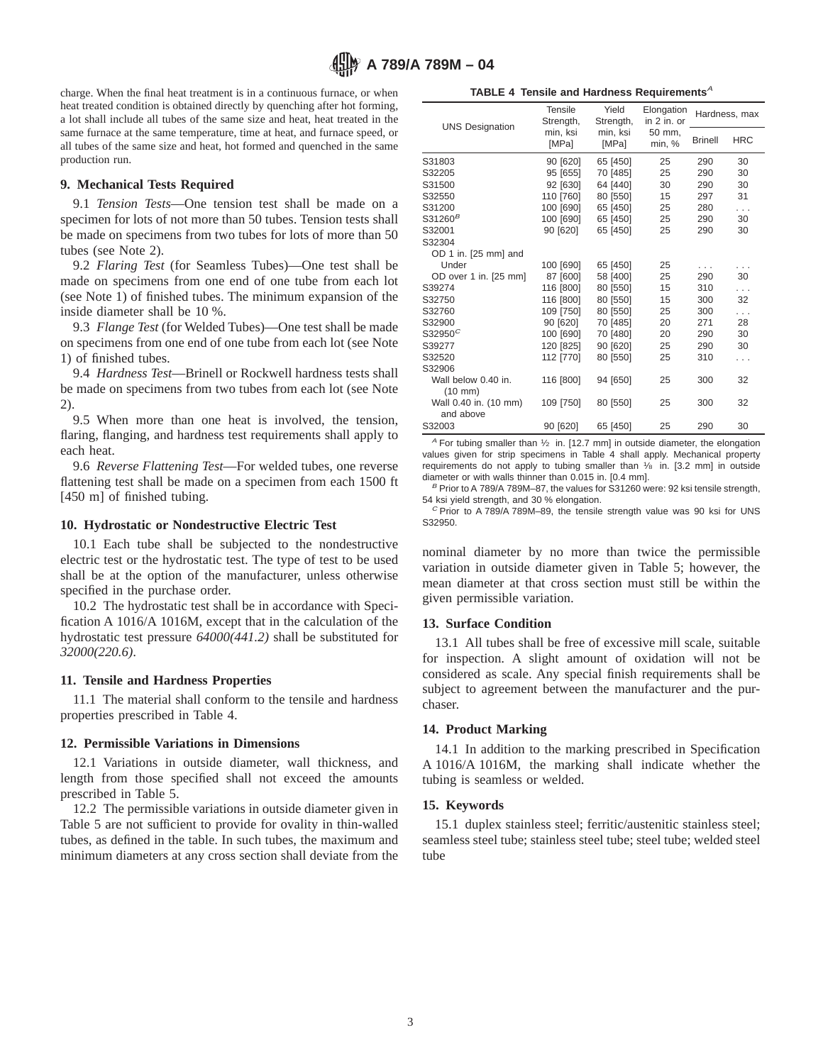charge. When the final heat treatment is in a continuous furnace, or when heat treated condition is obtained directly by quenching after hot forming, a lot shall include all tubes of the same size and heat, heat treated in the same furnace at the same temperature, time at heat, and furnace speed, or all tubes of the same size and heat, hot formed and quenched in the same production run.

## 9. Mechanical Tests Required

9.1 *Tension Tests*—One tension test shall be made on a specimen for lots of not more than 50 tubes. Tension tests shall be made on specimens from two tubes for lots of more than 50 tubes (see Note 2).

9.2 *Flaring Test* (for Seamless Tubes)—One test shall be made on specimens from one end of one tube from each lot (see Note 1) of finished tubes. The minimum expansion of the inside diameter shall be 10 %.

9.3 *Flange Test* (for Welded Tubes)—One test shall be made on specimens from one end of one tube from each lot (see Note 1) of finished tubes.

9.4 *Hardness Test*—Brinell or Rockwell hardness tests shall be made on specimens from two tubes from each lot (see Note 2).

9.5 When more than one heat is involved, the tension, flaring, flanging, and hardness test requirements shall apply to each heat.

9.6 *Reverse Flattening Test*—For welded tubes, one reverse flattening test shall be made on a specimen from each 1500 ft [450 m] of finished tubing.

## 10. Hydrostatic or Nondestructive Electric Test

10.1 Each tube shall be subjected to the nondestructive electric test or the hydrostatic test. The type of test to be used shall be at the option of the manufacturer, unless otherwise specified in the purchase order.

10.2 The hydrostatic test shall be in accordance with Specification A 1016/A 1016M, except that in the calculation of the hydrostatic test pressure *64000(441.2)* shall be substituted for *32000(220.6)*.

## 11. Tensile and Hardness Properties

11.1 The material shall conform to the tensile and hardness properties prescribed in Table 4.

## 12. Permissible Variations in Dimensions

12.1 Variations in outside diameter, wall thickness, and length from those specified shall not exceed the amounts prescribed in Table 5.

12.2 The permissible variations in outside diameter given in Table 5 are not sufficient to provide for ovality in thin-walled tubes, as defined in the table. In such tubes, the maximum and minimum diameters at any cross section shall deviate from the nominal diameter by no more than twice the permissible variation in outside diameter given in Table 5; however, the mean diameter at that cross section must still be within the given permissible variation.

**TABLE 4 Tensile and Hardness Requirements[A]**

| UNS Designation | Tensile Strength, min, ksi [MPa] | Yield Strength, min, ksi [MPa] | Elongation in 2 in. or 50 mm, min, % | Hardness, max | |
|---|---|---|---|---|---|
| | | | | Brinell | HRC |
| S31803 | 90 [620] | 65 [450] | 25 | 290 | 30 |
| S32205 | 95 [655] | 70 [485] | 25 | 290 | 30 |
| S31500 | 92 [630] | 64 [440] | 30 | 290 | 30 |
| S32550 | 110 [760] | 80 [550] | 15 | 297 | 31 |
| S31200 | 100 [690] | 65 [450] | 25 | 280 | . . . |
| S31260[B] | 100 [690] | 65 [450] | 25 | 290 | 30 |
| S32001 | 90 [620] | 65 [450] | 25 | 290 | 30 |
| S32304 | | | | | |
| OD 1 in. [25 mm] and Under | 100 [690] | 65 [450] | 25 | . . . | . . . |
| OD over 1 in. [25 mm] | 87 [600] | 58 [400] | 25 | 290 | 30 |
| S39274 | 116 [800] | 80 [550] | 15 | 310 | . . . |
| S32750 | 116 [800] | 80 [550] | 15 | 300 | 32 |
| S32760 | 109 [750] | 80 [550] | 25 | 300 | . . . |
| S32900 | 90 [620] | 70 [485] | 20 | 271 | 28 |
| S32950[C] | 100 [690] | 70 [480] | 20 | 290 | 30 |
| S39277 | 120 [825] | 90 [620] | 25 | 290 | 30 |
| S32520 | 112 [770] | 80 [550] | 25 | 310 | . . . |
| S32906 | | | | | |
| Wall below 0.40 in. (10 mm) | 116 [800] | 94 [650] | 25 | 300 | 32 |
| Wall 0.40 in. (10 mm) and above | 109 [750] | 80 [550] | 25 | 300 | 32 |
| S32003 | 90 [620] | 65 [450] | 25 | 290 | 30 |

[A] For tubing smaller than ½ in. [12.7 mm] in outside diameter, the elongation values given for strip specimens in Table 4 shall apply. Mechanical property requirements do not apply to tubing smaller than ⅛ in. [3.2 mm] in outside diameter or with walls thinner than 0.015 in. [0.4 mm].

[B] Prior to A 789/A 789M–87, the values for S31260 were: 92 ksi tensile strength, 54 ksi yield strength, and 30 % elongation.

[C] Prior to A 789/A 789M–89, the tensile strength value was 90 ksi for UNS S32950.

## 13. Surface Condition

13.1 All tubes shall be free of excessive mill scale, suitable for inspection. A slight amount of oxidation will not be considered as scale. Any special finish requirements shall be subject to agreement between the manufacturer and the purchaser.

## 14. Product Marking

14.1 In addition to the marking prescribed in Specification A 1016/A 1016M, the marking shall indicate whether the tubing is seamless or welded.

## 15. Keywords

15.1 duplex stainless steel; ferritic/austenitic stainless steel; seamless steel tube; stainless steel tube; steel tube; welded steel tube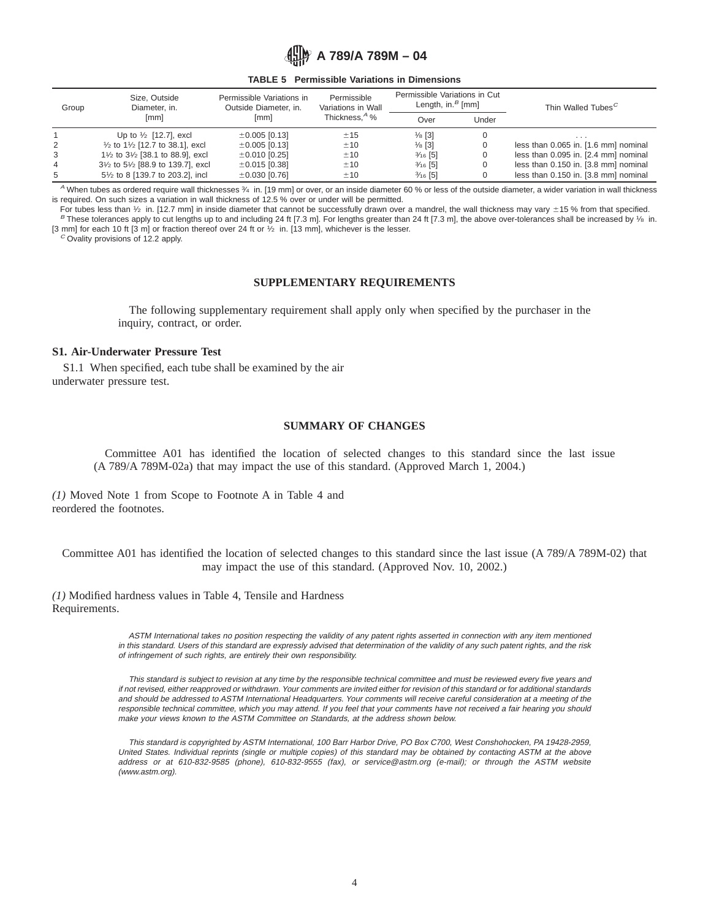**TABLE 5 Permissible Variations in Dimensions**

| Group | Size, Outside Diameter, in. [mm] | Permissible Variations in Outside Diameter, in. [mm] | Permissible Variations in Wall Thickness,[A] % | Permissible Variations in Cut Length, in.[B] [mm] | | Thin Walled Tubes[C] |
|---|---|---|---|---|---|---|
| | | | | Over | Under | |
| 1 | Up to ½ [12.7], excl | ±0.005 [0.13] | ±15 | ⅛ [3] | 0 | . . . |
| 2 | ½ to 1½ [12.7 to 38.1], excl | ±0.005 [0.13] | ±10 | ⅛ [3] | 0 | less than 0.065 in. [1.6 mm] nominal |
| 3 | 1½ to 3½ [38.1 to 88.9], excl | ±0.010 [0.25] | ±10 | 3⁄16 [5] | 0 | less than 0.095 in. [2.4 mm] nominal |
| 4 | 3½ to 5½ [88.9 to 139.7], excl | ±0.015 [0.38] | ±10 | 3⁄16 [5] | 0 | less than 0.150 in. [3.8 mm] nominal |
| 5 | 5½ to 8 [139.7 to 203.2], incl | ±0.030 [0.76] | ±10 | 3⁄16 [5] | 0 | less than 0.150 in. [3.8 mm] nominal |

[A] When tubes as ordered require wall thicknesses ¾ in. [19 mm] or over, or an inside diameter 60 % or less of the outside diameter, a wider variation in wall thickness is required. On such sizes a variation in wall thickness of 12.5 % over or under will be permitted.

For tubes less than ½ in. [12.7 mm] in inside diameter that cannot be successfully drawn over a mandrel, the wall thickness may vary ±15 % from that specified.

[B] These tolerances apply to cut lengths up to and including 24 ft [7.3 m]. For lengths greater than 24 ft [7.3 m], the above over-tolerances shall be increased by ⅛ in. [3 mm] for each 10 ft [3 m] or fraction thereof over 24 ft or ½ in. [13 mm], whichever is the lesser.

[C] Ovality provisions of 12.2 apply.

## SUPPLEMENTARY REQUIREMENTS

The following supplementary requirement shall apply only when specified by the purchaser in the inquiry, contract, or order.

**S1. Air-Underwater Pressure Test**

S1.1 When specified, each tube shall be examined by the air underwater pressure test.

## SUMMARY OF CHANGES

Committee A01 has identified the location of selected changes to this standard since the last issue (A 789/A 789M-02a) that may impact the use of this standard. (Approved March 1, 2004.)

*(1)* Moved Note 1 from Scope to Footnote A in Table 4 and reordered the footnotes.

Committee A01 has identified the location of selected changes to this standard since the last issue (A 789/A 789M-02) that may impact the use of this standard. (Approved Nov. 10, 2002.)

*(1)* Modified hardness values in Table 4, Tensile and Hardness Requirements.

*ASTM International takes no position respecting the validity of any patent rights asserted in connection with any item mentioned in this standard. Users of this standard are expressly advised that determination of the validity of any such patent rights, and the risk of infringement of such rights, are entirely their own responsibility.*

*This standard is subject to revision at any time by the responsible technical committee and must be reviewed every five years and if not revised, either reapproved or withdrawn. Your comments are invited either for revision of this standard or for additional standards and should be addressed to ASTM International Headquarters. Your comments will receive careful consideration at a meeting of the responsible technical committee, which you may attend. If you feel that your comments have not received a fair hearing you should make your views known to the ASTM Committee on Standards, at the address shown below.*

*This standard is copyrighted by ASTM International, 100 Barr Harbor Drive, PO Box C700, West Conshohocken, PA 19428-2959, United States. Individual reprints (single or multiple copies) of this standard may be obtained by contacting ASTM at the above address or at 610-832-9585 (phone), 610-832-9555 (fax), or service@astm.org (e-mail); or through the ASTM website (www.astm.org).*